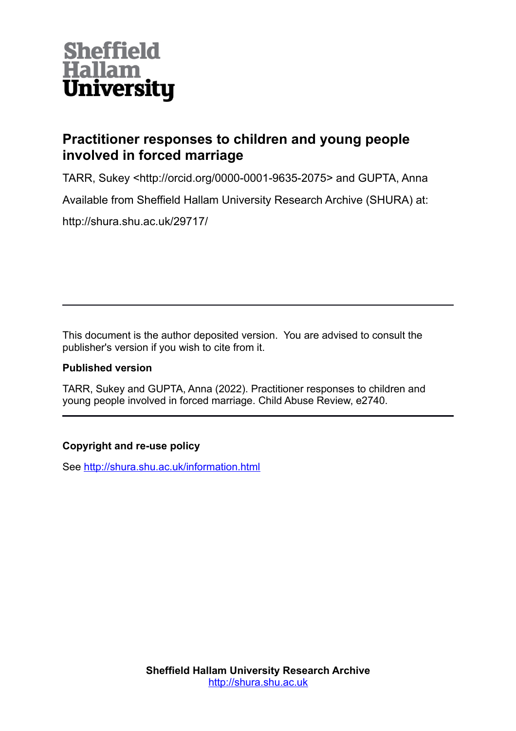**Sheffield Hallam University**

# Practitioner responses to children and young people involved in forced marriage

TARR, Sukey <http://orcid.org/0000-0001-9635-2075> and GUPTA, Anna

Available from Sheffield Hallam University Research Archive (SHURA) at:

http://shura.shu.ac.uk/29717/

---

This document is the author deposited version. You are advised to consult the publisher's version if you wish to cite from it.

**Published version**

TARR, Sukey and GUPTA, Anna (2022). Practitioner responses to children and young people involved in forced marriage. Child Abuse Review, e2740.

---

**Copyright and re-use policy**

See http://shura.shu.ac.uk/information.html

**Sheffield Hallam University Research Archive**
http://shura.shu.ac.uk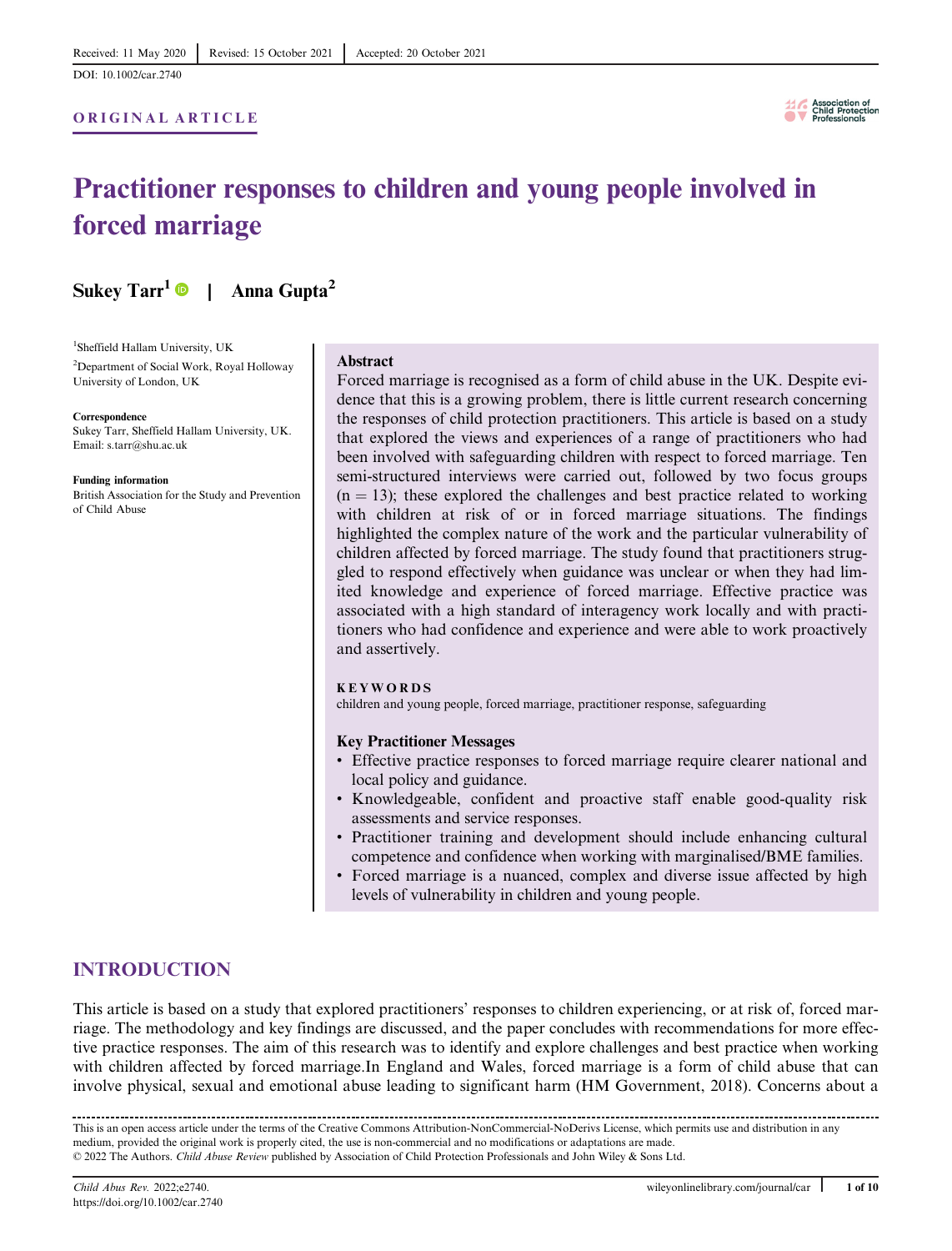Received: 11 May 2020 | Revised: 15 October 2021 | Accepted: 20 October 2021

DOI: 10.1002/car.2740

ORIGINAL ARTICLE

# Practitioner responses to children and young people involved in forced marriage

**Sukey Tarr**[1] | **Anna Gupta**[2]

[1]Sheffield Hallam University, UK

[2]Department of Social Work, Royal Holloway University of London, UK

**Correspondence**
Sukey Tarr, Sheffield Hallam University, UK.
Email: s.tarr@shu.ac.uk

**Funding information**
British Association for the Study and Prevention of Child Abuse

**Abstract**

Forced marriage is recognised as a form of child abuse in the UK. Despite evidence that this is a growing problem, there is little current research concerning the responses of child protection practitioners. This article is based on a study that explored the views and experiences of a range of practitioners who had been involved with safeguarding children with respect to forced marriage. Ten semi-structured interviews were carried out, followed by two focus groups ($n = 13$); these explored the challenges and best practice related to working with children at risk of or in forced marriage situations. The findings highlighted the complex nature of the work and the particular vulnerability of children affected by forced marriage. The study found that practitioners struggled to respond effectively when guidance was unclear or when they had limited knowledge and experience of forced marriage. Effective practice was associated with a high standard of interagency work locally and with practitioners who had confidence and experience and were able to work proactively and assertively.

**KEYWORDS**

children and young people, forced marriage, practitioner response, safeguarding

**Key Practitioner Messages**

- Effective practice responses to forced marriage require clearer national and local policy and guidance.
- Knowledgeable, confident and proactive staff enable good-quality risk assessments and service responses.
- Practitioner training and development should include enhancing cultural competence and confidence when working with marginalised/BME families.
- Forced marriage is a nuanced, complex and diverse issue affected by high levels of vulnerability in children and young people.

## INTRODUCTION

This article is based on a study that explored practitioners' responses to children experiencing, or at risk of, forced marriage. The methodology and key findings are discussed, and the paper concludes with recommendations for more effective practice responses. The aim of this research was to identify and explore challenges and best practice when working with children affected by forced marriage.In England and Wales, forced marriage is a form of child abuse that can involve physical, sexual and emotional abuse leading to significant harm (HM Government, 2018). Concerns about a

This is an open access article under the terms of the Creative Commons Attribution-NonCommercial-NoDerivs License, which permits use and distribution in any medium, provided the original work is properly cited, the use is non-commercial and no modifications or adaptations are made.
© 2022 The Authors. *Child Abuse Review* published by Association of Child Protection Professionals and John Wiley & Sons Ltd.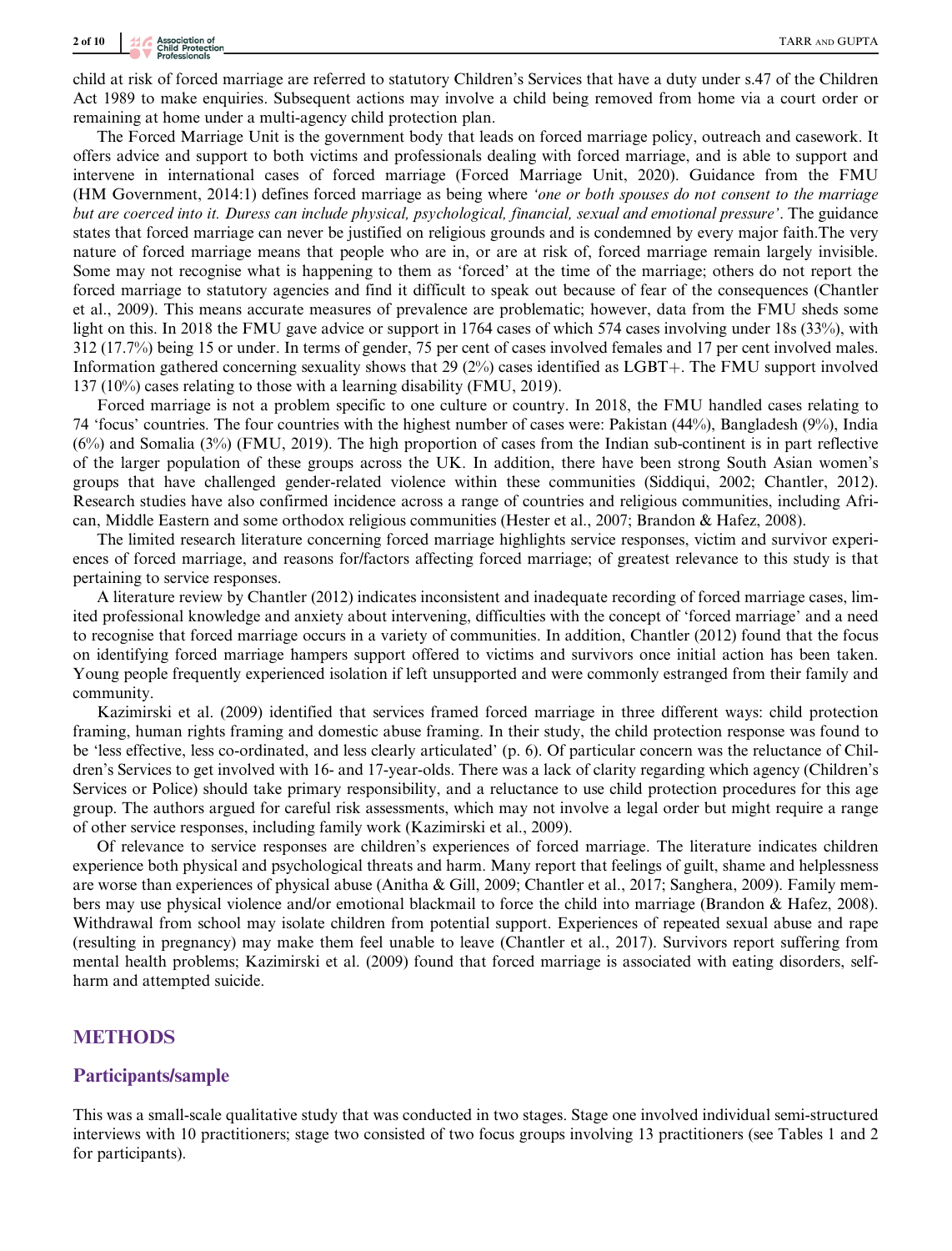child at risk of forced marriage are referred to statutory Children's Services that have a duty under s.47 of the Children Act 1989 to make enquiries. Subsequent actions may involve a child being removed from home via a court order or remaining at home under a multi-agency child protection plan.

The Forced Marriage Unit is the government body that leads on forced marriage policy, outreach and casework. It offers advice and support to both victims and professionals dealing with forced marriage, and is able to support and intervene in international cases of forced marriage (Forced Marriage Unit, 2020). Guidance from the FMU (HM Government, 2014:1) defines forced marriage as being where *'one or both spouses do not consent to the marriage but are coerced into it. Duress can include physical, psychological, financial, sexual and emotional pressure'*. The guidance states that forced marriage can never be justified on religious grounds and is condemned by every major faith.The very nature of forced marriage means that people who are in, or are at risk of, forced marriage remain largely invisible. Some may not recognise what is happening to them as 'forced' at the time of the marriage; others do not report the forced marriage to statutory agencies and find it difficult to speak out because of fear of the consequences (Chantler et al., 2009). This means accurate measures of prevalence are problematic; however, data from the FMU sheds some light on this. In 2018 the FMU gave advice or support in 1764 cases of which 574 cases involving under 18s (33%), with 312 (17.7%) being 15 or under. In terms of gender, 75 per cent of cases involved females and 17 per cent involved males. Information gathered concerning sexuality shows that 29 (2%) cases identified as LGBT+. The FMU support involved 137 (10%) cases relating to those with a learning disability (FMU, 2019).

Forced marriage is not a problem specific to one culture or country. In 2018, the FMU handled cases relating to 74 'focus' countries. The four countries with the highest number of cases were: Pakistan (44%), Bangladesh (9%), India (6%) and Somalia (3%) (FMU, 2019). The high proportion of cases from the Indian sub-continent is in part reflective of the larger population of these groups across the UK. In addition, there have been strong South Asian women's groups that have challenged gender-related violence within these communities (Siddiqui, 2002; Chantler, 2012). Research studies have also confirmed incidence across a range of countries and religious communities, including African, Middle Eastern and some orthodox religious communities (Hester et al., 2007; Brandon & Hafez, 2008).

The limited research literature concerning forced marriage highlights service responses, victim and survivor experiences of forced marriage, and reasons for/factors affecting forced marriage; of greatest relevance to this study is that pertaining to service responses.

A literature review by Chantler (2012) indicates inconsistent and inadequate recording of forced marriage cases, limited professional knowledge and anxiety about intervening, difficulties with the concept of 'forced marriage' and a need to recognise that forced marriage occurs in a variety of communities. In addition, Chantler (2012) found that the focus on identifying forced marriage hampers support offered to victims and survivors once initial action has been taken. Young people frequently experienced isolation if left unsupported and were commonly estranged from their family and community.

Kazimirski et al. (2009) identified that services framed forced marriage in three different ways: child protection framing, human rights framing and domestic abuse framing. In their study, the child protection response was found to be 'less effective, less co-ordinated, and less clearly articulated' (p. 6). Of particular concern was the reluctance of Children's Services to get involved with 16- and 17-year-olds. There was a lack of clarity regarding which agency (Children's Services or Police) should take primary responsibility, and a reluctance to use child protection procedures for this age group. The authors argued for careful risk assessments, which may not involve a legal order but might require a range of other service responses, including family work (Kazimirski et al., 2009).

Of relevance to service responses are children's experiences of forced marriage. The literature indicates children experience both physical and psychological threats and harm. Many report that feelings of guilt, shame and helplessness are worse than experiences of physical abuse (Anitha & Gill, 2009; Chantler et al., 2017; Sanghera, 2009). Family members may use physical violence and/or emotional blackmail to force the child into marriage (Brandon & Hafez, 2008). Withdrawal from school may isolate children from potential support. Experiences of repeated sexual abuse and rape (resulting in pregnancy) may make them feel unable to leave (Chantler et al., 2017). Survivors report suffering from mental health problems; Kazimirski et al. (2009) found that forced marriage is associated with eating disorders, self-harm and attempted suicide.

## METHODS

### Participants/sample

This was a small-scale qualitative study that was conducted in two stages. Stage one involved individual semi-structured interviews with 10 practitioners; stage two consisted of two focus groups involving 13 practitioners (see Tables 1 and 2 for participants).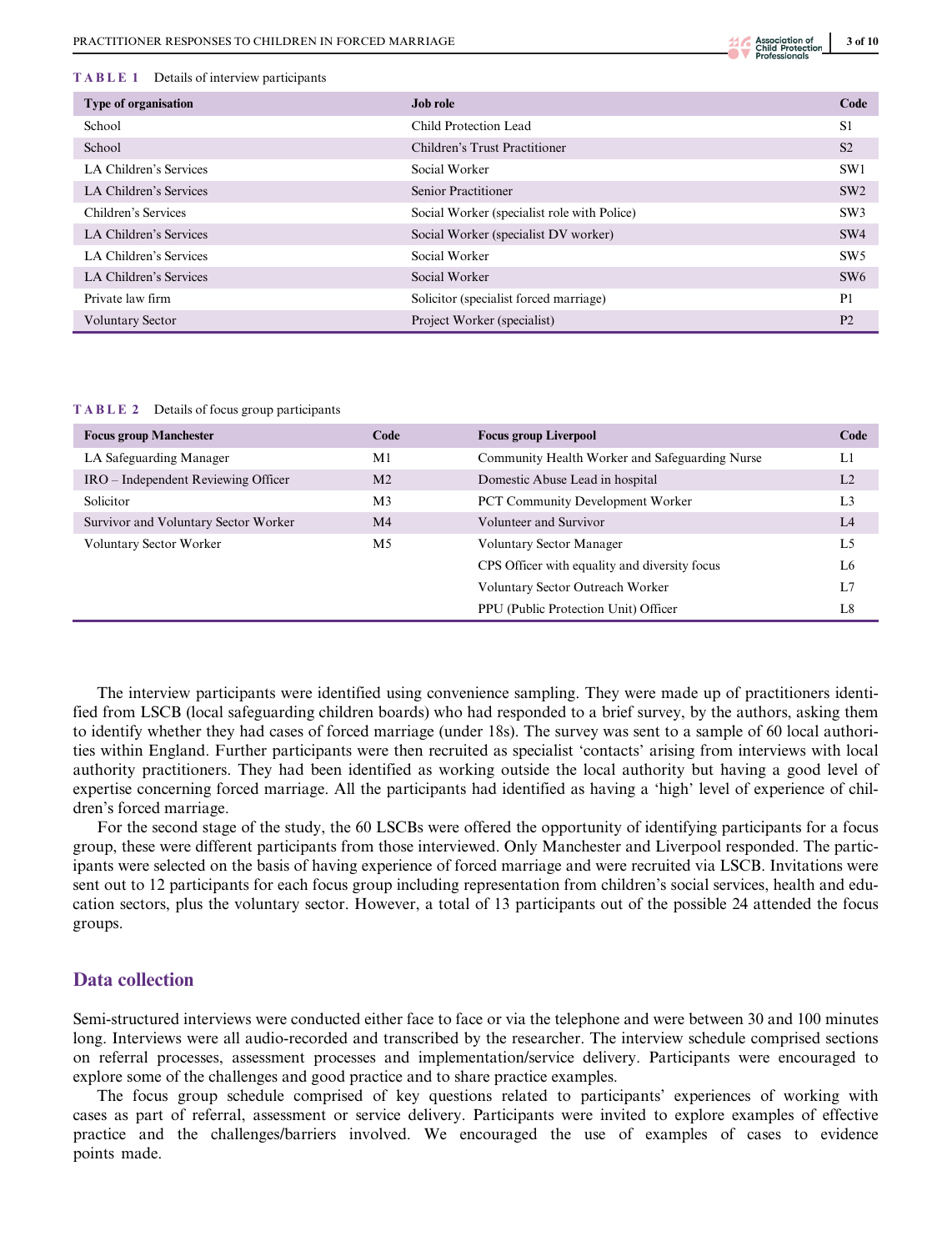TABLE 1 Details of interview participants

| Type of organisation | Job role | Code |
|---|---|---|
| School | Child Protection Lead | S1 |
| School | Children's Trust Practitioner | S2 |
| LA Children's Services | Social Worker | SW1 |
| LA Children's Services | Senior Practitioner | SW2 |
| Children's Services | Social Worker (specialist role with Police) | SW3 |
| LA Children's Services | Social Worker (specialist DV worker) | SW4 |
| LA Children's Services | Social Worker | SW5 |
| LA Children's Services | Social Worker | SW6 |
| Private law firm | Solicitor (specialist forced marriage) | P1 |
| Voluntary Sector | Project Worker (specialist) | P2 |

TABLE 2 Details of focus group participants

| Focus group Manchester | Code | Focus group Liverpool | Code |
|---|---|---|---|
| LA Safeguarding Manager | M1 | Community Health Worker and Safeguarding Nurse | L1 |
| IRO – Independent Reviewing Officer | M2 | Domestic Abuse Lead in hospital | L2 |
| Solicitor | M3 | PCT Community Development Worker | L3 |
| Survivor and Voluntary Sector Worker | M4 | Volunteer and Survivor | L4 |
| Voluntary Sector Worker | M5 | Voluntary Sector Manager | L5 |
| | | CPS Officer with equality and diversity focus | L6 |
| | | Voluntary Sector Outreach Worker | L7 |
| | | PPU (Public Protection Unit) Officer | L8 |

The interview participants were identified using convenience sampling. They were made up of practitioners identified from LSCB (local safeguarding children boards) who had responded to a brief survey, by the authors, asking them to identify whether they had cases of forced marriage (under 18s). The survey was sent to a sample of 60 local authorities within England. Further participants were then recruited as specialist 'contacts' arising from interviews with local authority practitioners. They had been identified as working outside the local authority but having a good level of expertise concerning forced marriage. All the participants had identified as having a 'high' level of experience of children's forced marriage.

For the second stage of the study, the 60 LSCBs were offered the opportunity of identifying participants for a focus group, these were different participants from those interviewed. Only Manchester and Liverpool responded. The participants were selected on the basis of having experience of forced marriage and were recruited via LSCB. Invitations were sent out to 12 participants for each focus group including representation from children's social services, health and education sectors, plus the voluntary sector. However, a total of 13 participants out of the possible 24 attended the focus groups.

## Data collection

Semi-structured interviews were conducted either face to face or via the telephone and were between 30 and 100 minutes long. Interviews were all audio-recorded and transcribed by the researcher. The interview schedule comprised sections on referral processes, assessment processes and implementation/service delivery. Participants were encouraged to explore some of the challenges and good practice and to share practice examples.

The focus group schedule comprised of key questions related to participants' experiences of working with cases as part of referral, assessment or service delivery. Participants were invited to explore examples of effective practice and the challenges/barriers involved. We encouraged the use of examples of cases to evidence points made.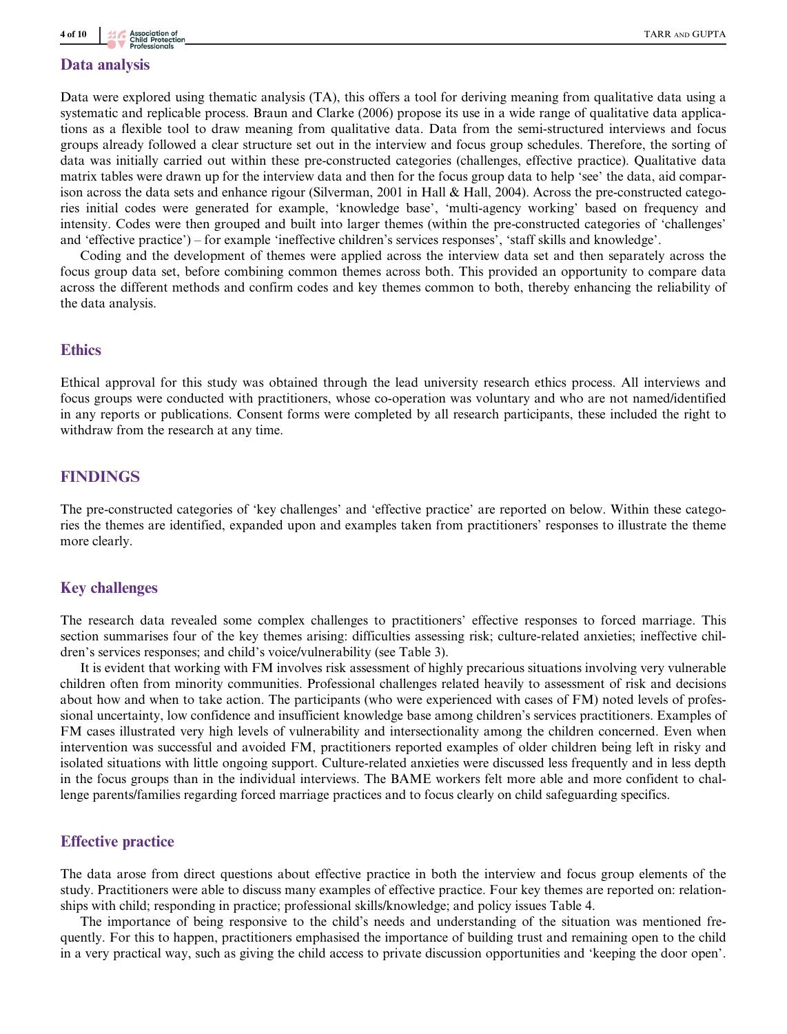## Data analysis

Data were explored using thematic analysis (TA), this offers a tool for deriving meaning from qualitative data using a systematic and replicable process. Braun and Clarke (2006) propose its use in a wide range of qualitative data applications as a flexible tool to draw meaning from qualitative data. Data from the semi-structured interviews and focus groups already followed a clear structure set out in the interview and focus group schedules. Therefore, the sorting of data was initially carried out within these pre-constructed categories (challenges, effective practice). Qualitative data matrix tables were drawn up for the interview data and then for the focus group data to help 'see' the data, aid comparison across the data sets and enhance rigour (Silverman, 2001 in Hall & Hall, 2004). Across the pre-constructed categories initial codes were generated for example, 'knowledge base', 'multi-agency working' based on frequency and intensity. Codes were then grouped and built into larger themes (within the pre-constructed categories of 'challenges' and 'effective practice') – for example 'ineffective children's services responses', 'staff skills and knowledge'.

Coding and the development of themes were applied across the interview data set and then separately across the focus group data set, before combining common themes across both. This provided an opportunity to compare data across the different methods and confirm codes and key themes common to both, thereby enhancing the reliability of the data analysis.

## Ethics

Ethical approval for this study was obtained through the lead university research ethics process. All interviews and focus groups were conducted with practitioners, whose co-operation was voluntary and who are not named/identified in any reports or publications. Consent forms were completed by all research participants, these included the right to withdraw from the research at any time.

# FINDINGS

The pre-constructed categories of 'key challenges' and 'effective practice' are reported on below. Within these categories the themes are identified, expanded upon and examples taken from practitioners' responses to illustrate the theme more clearly.

## Key challenges

The research data revealed some complex challenges to practitioners' effective responses to forced marriage. This section summarises four of the key themes arising: difficulties assessing risk; culture-related anxieties; ineffective children's services responses; and child's voice/vulnerability (see Table 3).

It is evident that working with FM involves risk assessment of highly precarious situations involving very vulnerable children often from minority communities. Professional challenges related heavily to assessment of risk and decisions about how and when to take action. The participants (who were experienced with cases of FM) noted levels of professional uncertainty, low confidence and insufficient knowledge base among children's services practitioners. Examples of FM cases illustrated very high levels of vulnerability and intersectionality among the children concerned. Even when intervention was successful and avoided FM, practitioners reported examples of older children being left in risky and isolated situations with little ongoing support. Culture-related anxieties were discussed less frequently and in less depth in the focus groups than in the individual interviews. The BAME workers felt more able and more confident to challenge parents/families regarding forced marriage practices and to focus clearly on child safeguarding specifics.

## Effective practice

The data arose from direct questions about effective practice in both the interview and focus group elements of the study. Practitioners were able to discuss many examples of effective practice. Four key themes are reported on: relationships with child; responding in practice; professional skills/knowledge; and policy issues Table 4.

The importance of being responsive to the child's needs and understanding of the situation was mentioned frequently. For this to happen, practitioners emphasised the importance of building trust and remaining open to the child in a very practical way, such as giving the child access to private discussion opportunities and 'keeping the door open'.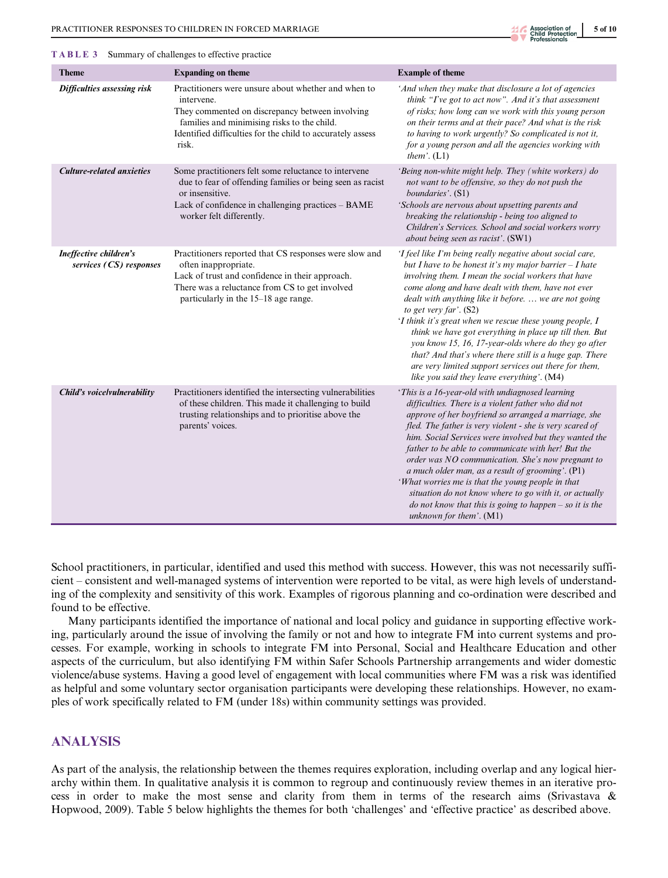**TABLE 3** Summary of challenges to effective practice

| Theme | Expanding on theme | Example of theme |
|---|---|---|
| ***Difficulties assessing risk*** | Practitioners were unsure about whether and when to intervene. They commented on discrepancy between involving families and minimising risks to the child. Identified difficulties for the child to accurately assess risk. | *'And when they make that disclosure a lot of agencies think "I've got to act now". And it's that assessment of risks; how long can we work with this young person on their terms and at their pace? And what is the risk to having to work urgently? So complicated is not it, for a young person and all the agencies working with them'.* (L1) |
| ***Culture-related anxieties*** | Some practitioners felt some reluctance to intervene due to fear of offending families or being seen as racist or insensitive. Lack of confidence in challenging practices – BAME worker felt differently. | *'Being non-white might help. They (white workers) do not want to be offensive, so they do not push the boundaries'.* (S1) *'Schools are nervous about upsetting parents and breaking the relationship - being too aligned to Children's Services. School and social workers worry about being seen as racist'.* (SW1) |
| ***Ineffective children's services (CS) responses*** | Practitioners reported that CS responses were slow and often inappropriate. Lack of trust and confidence in their approach. There was a reluctance from CS to get involved particularly in the 15–18 age range. | *'I feel like I'm being really negative about social care, but I have to be honest it's my major barrier – I hate involving them. I mean the social workers that have come along and have dealt with them, have not ever dealt with anything like it before. … we are not going to get very far'.* (S2) *'I think it's great when we rescue these young people, I think we have got everything in place up till then. But you know 15, 16, 17-year-olds where do they go after that? And that's where there still is a huge gap. There are very limited support services out there for them, like you said they leave everything'.* (M4) |
| ***Child's voicelvulnerability*** | Practitioners identified the intersecting vulnerabilities of these children. This made it challenging to build trusting relationships and to prioritise above the parents' voices. | *'This is a 16-year-old with undiagnosed learning difficulties. There is a violent father who did not approve of her boyfriend so arranged a marriage, she fled. The father is very violent - she is very scared of him. Social Services were involved but they wanted the father to be able to communicate with her! But the order was NO communication. She's now pregnant to a much older man, as a result of grooming'.* (P1) *'What worries me is that the young people in that situation do not know where to go with it, or actually do not know that this is going to happen – so it is the unknown for them'.* (M1) |

School practitioners, in particular, identified and used this method with success. However, this was not necessarily sufficient – consistent and well-managed systems of intervention were reported to be vital, as were high levels of understanding of the complexity and sensitivity of this work. Examples of rigorous planning and co-ordination were described and found to be effective.

Many participants identified the importance of national and local policy and guidance in supporting effective working, particularly around the issue of involving the family or not and how to integrate FM into current systems and processes. For example, working in schools to integrate FM into Personal, Social and Healthcare Education and other aspects of the curriculum, but also identifying FM within Safer Schools Partnership arrangements and wider domestic violence/abuse systems. Having a good level of engagement with local communities where FM was a risk was identified as helpful and some voluntary sector organisation participants were developing these relationships. However, no examples of work specifically related to FM (under 18s) within community settings was provided.

## ANALYSIS

As part of the analysis, the relationship between the themes requires exploration, including overlap and any logical hierarchy within them. In qualitative analysis it is common to regroup and continuously review themes in an iterative process in order to make the most sense and clarity from them in terms of the research aims (Srivastava & Hopwood, 2009). Table 5 below highlights the themes for both 'challenges' and 'effective practice' as described above.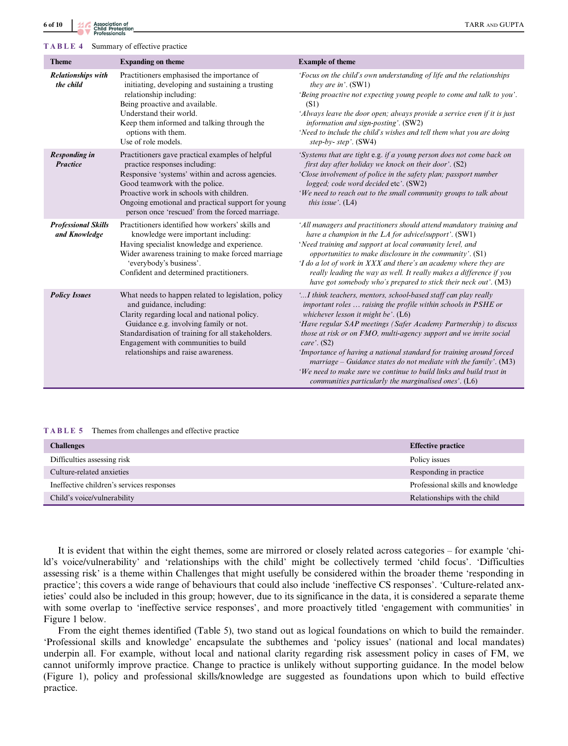**TABLE 4** Summary of effective practice

| Theme | Expanding on theme | Example of theme |
|---|---|---|
| ***Relationships with the child*** | Practitioners emphasised the importance of initiating, developing and sustaining a trusting relationship including:<br>Being proactive and available.<br>Understand their world.<br>Keep them informed and talking through the options with them.<br>Use of role models. | *'Focus on the child's own understanding of life and the relationships they are in'*. (SW1)<br>*'Being proactive not expecting young people to come and talk to you'*. (S1)<br>*'Always leave the door open; always provide a service even if it is just information and sign-posting'*. (SW2)<br>*'Need to include the child's wishes and tell them what you are doing step-by- step'*. (SW4) |
| ***Responding in Practice*** | Practitioners gave practical examples of helpful practice responses including:<br>Responsive 'systems' within and across agencies.<br>Good teamwork with the police.<br>Proactive work in schools with children.<br>Ongoing emotional and practical support for young person once 'rescued' from the forced marriage. | *'Systems that are tight* e.g. *if a young person does not come back on first day after holiday we knock on their door'*. (S2)<br>*'Close involvement of police in the safety plan; passport number logged; code word decided* etc*'*. (SW2)<br>*'We need to reach out to the small community groups to talk about this issue'*. (L4) |
| ***Professional Skills and Knowledge*** | Practitioners identified how workers' skills and knowledge were important including:<br>Having specialist knowledge and experience.<br>Wider awareness training to make forced marriage 'everybody's business'.<br>Confident and determined practitioners. | *'All managers and practitioners should attend mandatory training and have a champion in the LA for advice/support'*. (SW1)<br>'*Need training and support at local community level, and opportunities to make disclosure in the community*'. (S1)<br>*'I do a lot of work in XXX and there's an academy where they are really leading the way as well. It really makes a difference if you have got somebody who's prepared to stick their neck out'*. (M3) |
| ***Policy Issues*** | What needs to happen related to legislation, policy and guidance, including:<br>Clarity regarding local and national policy.<br>Guidance e.g. involving family or not.<br>Standardisation of training for all stakeholders.<br>Engagement with communities to build relationships and raise awareness. | *'…I think teachers, mentors, school-based staff can play really important roles … raising the profile within schools in PSHE or whichever lesson it might be'*. (L6)<br>*'Have regular SAP meetings (Safer Academy Partnership) to discuss those at risk or on FMO, multi-agency support and we invite social care'*. (S2)<br>*'Importance of having a national standard for training around forced marriage – Guidance states do not mediate with the family'*. (M3)<br>*'We need to make sure we continue to build links and build trust in communities particularly the marginalised ones'*. (L6) |

**TABLE 5** Themes from challenges and effective practice

| Challenges | Effective practice |
|---|---|
| Difficulties assessing risk | Policy issues |
| Culture-related anxieties | Responding in practice |
| Ineffective children's services responses | Professional skills and knowledge |
| Child's voice/vulnerability | Relationships with the child |

It is evident that within the eight themes, some are mirrored or closely related across categories – for example 'child's voice/vulnerability' and 'relationships with the child' might be collectively termed 'child focus'. 'Difficulties assessing risk' is a theme within Challenges that might usefully be considered within the broader theme 'responding in practice'; this covers a wide range of behaviours that could also include 'ineffective CS responses'. 'Culture-related anxieties' could also be included in this group; however, due to its significance in the data, it is considered a separate theme with some overlap to 'ineffective service responses', and more proactively titled 'engagement with communities' in Figure 1 below.

From the eight themes identified (Table 5), two stand out as logical foundations on which to build the remainder. 'Professional skills and knowledge' encapsulate the subthemes and 'policy issues' (national and local mandates) underpin all. For example, without local and national clarity regarding risk assessment policy in cases of FM, we cannot uniformly improve practice. Change to practice is unlikely without supporting guidance. In the model below (Figure 1), policy and professional skills/knowledge are suggested as foundations upon which to build effective practice.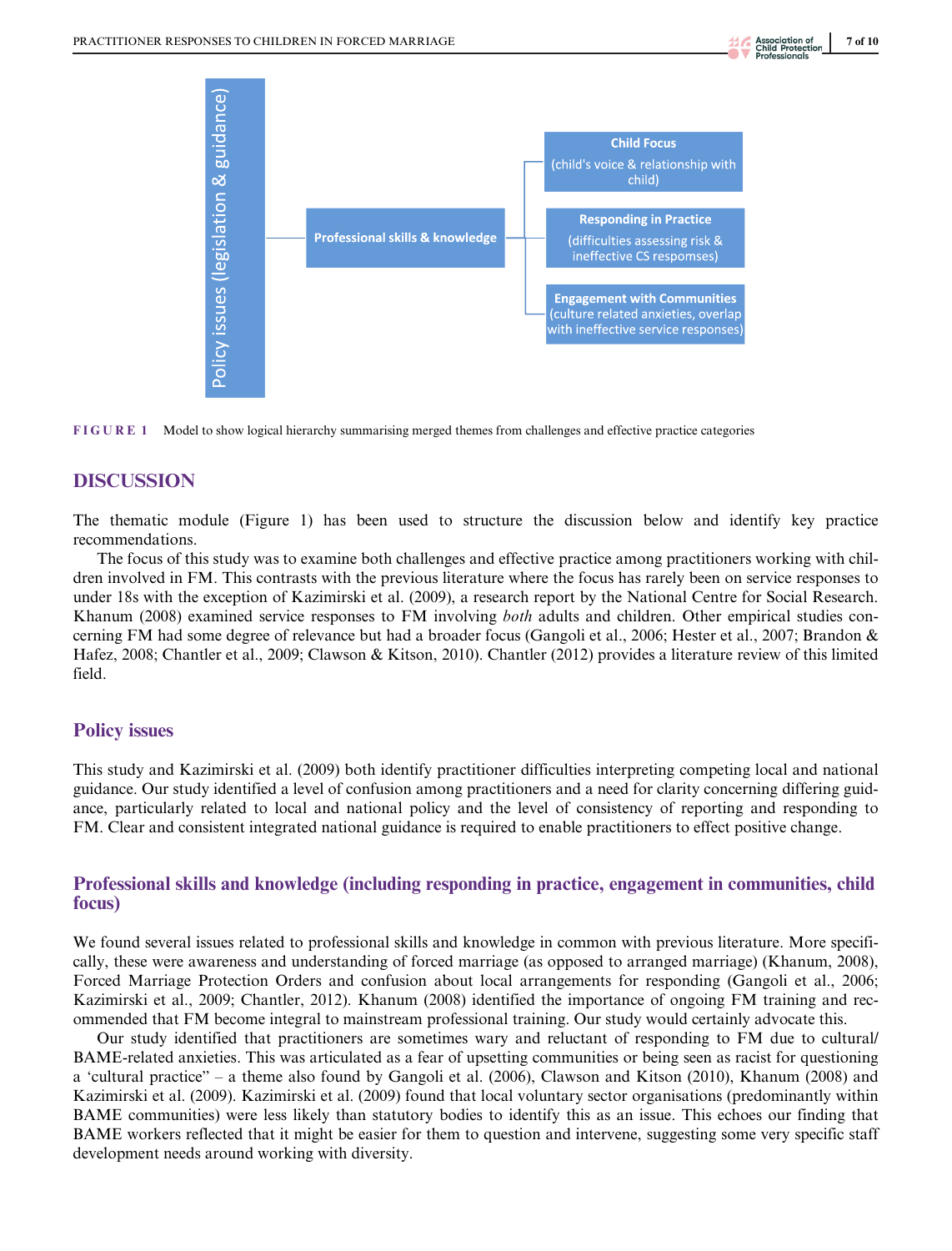Policy issues (legislation & guidance)

Professional skills & knowledge

**Child Focus**
(child's voice & relationship with child)

**Responding in Practice**
(difficulties assessing risk & ineffective CS respomses)

**Engagement with Communities**
(culture related anxieties, overlap with ineffective service responses)

**FIGURE 1** Model to show logical hierarchy summarising merged themes from challenges and effective practice categories

## DISCUSSION

The thematic module (Figure 1) has been used to structure the discussion below and identify key practice recommendations.

The focus of this study was to examine both challenges and effective practice among practitioners working with children involved in FM. This contrasts with the previous literature where the focus has rarely been on service responses to under 18s with the exception of Kazimirski et al. (2009), a research report by the National Centre for Social Research. Khanum (2008) examined service responses to FM involving *both* adults and children. Other empirical studies concerning FM had some degree of relevance but had a broader focus (Gangoli et al., 2006; Hester et al., 2007; Brandon & Hafez, 2008; Chantler et al., 2009; Clawson & Kitson, 2010). Chantler (2012) provides a literature review of this limited field.

### Policy issues

This study and Kazimirski et al. (2009) both identify practitioner difficulties interpreting competing local and national guidance. Our study identified a level of confusion among practitioners and a need for clarity concerning differing guidance, particularly related to local and national policy and the level of consistency of reporting and responding to FM. Clear and consistent integrated national guidance is required to enable practitioners to effect positive change.

### Professional skills and knowledge (including responding in practice, engagement in communities, child focus)

We found several issues related to professional skills and knowledge in common with previous literature. More specifically, these were awareness and understanding of forced marriage (as opposed to arranged marriage) (Khanum, 2008), Forced Marriage Protection Orders and confusion about local arrangements for responding (Gangoli et al., 2006; Kazimirski et al., 2009; Chantler, 2012). Khanum (2008) identified the importance of ongoing FM training and recommended that FM become integral to mainstream professional training. Our study would certainly advocate this.

Our study identified that practitioners are sometimes wary and reluctant of responding to FM due to cultural/BAME-related anxieties. This was articulated as a fear of upsetting communities or being seen as racist for questioning a 'cultural practice" – a theme also found by Gangoli et al. (2006), Clawson and Kitson (2010), Khanum (2008) and Kazimirski et al. (2009). Kazimirski et al. (2009) found that local voluntary sector organisations (predominantly within BAME communities) were less likely than statutory bodies to identify this as an issue. This echoes our finding that BAME workers reflected that it might be easier for them to question and intervene, suggesting some very specific staff development needs around working with diversity.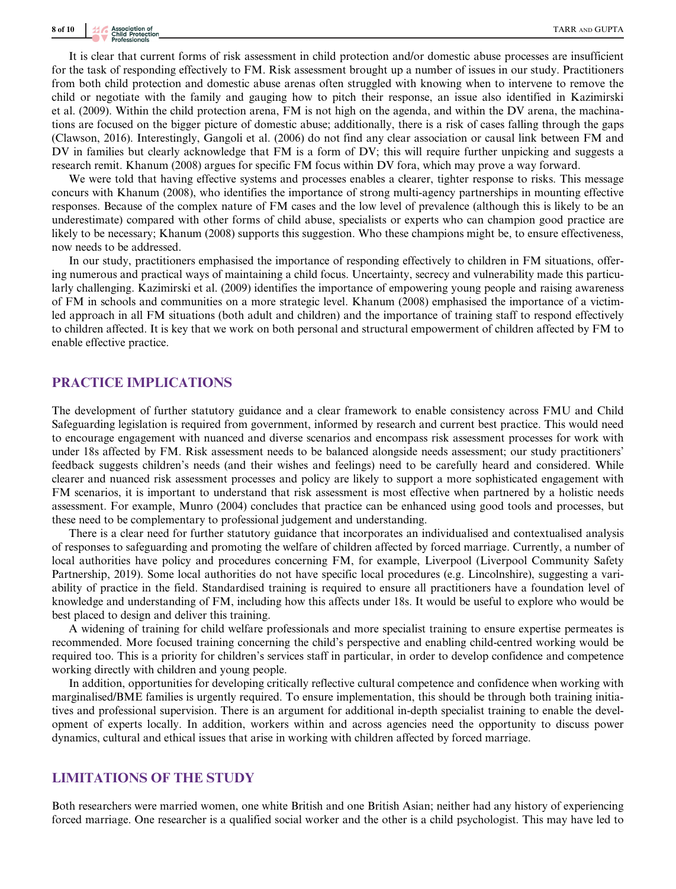It is clear that current forms of risk assessment in child protection and/or domestic abuse processes are insufficient for the task of responding effectively to FM. Risk assessment brought up a number of issues in our study. Practitioners from both child protection and domestic abuse arenas often struggled with knowing when to intervene to remove the child or negotiate with the family and gauging how to pitch their response, an issue also identified in Kazimirski et al. (2009). Within the child protection arena, FM is not high on the agenda, and within the DV arena, the machinations are focused on the bigger picture of domestic abuse; additionally, there is a risk of cases falling through the gaps (Clawson, 2016). Interestingly, Gangoli et al. (2006) do not find any clear association or causal link between FM and DV in families but clearly acknowledge that FM is a form of DV; this will require further unpicking and suggests a research remit. Khanum (2008) argues for specific FM focus within DV fora, which may prove a way forward.

We were told that having effective systems and processes enables a clearer, tighter response to risks. This message concurs with Khanum (2008), who identifies the importance of strong multi-agency partnerships in mounting effective responses. Because of the complex nature of FM cases and the low level of prevalence (although this is likely to be an underestimate) compared with other forms of child abuse, specialists or experts who can champion good practice are likely to be necessary; Khanum (2008) supports this suggestion. Who these champions might be, to ensure effectiveness, now needs to be addressed.

In our study, practitioners emphasised the importance of responding effectively to children in FM situations, offering numerous and practical ways of maintaining a child focus. Uncertainty, secrecy and vulnerability made this particularly challenging. Kazimirski et al. (2009) identifies the importance of empowering young people and raising awareness of FM in schools and communities on a more strategic level. Khanum (2008) emphasised the importance of a victim-led approach in all FM situations (both adult and children) and the importance of training staff to respond effectively to children affected. It is key that we work on both personal and structural empowerment of children affected by FM to enable effective practice.

## PRACTICE IMPLICATIONS

The development of further statutory guidance and a clear framework to enable consistency across FMU and Child Safeguarding legislation is required from government, informed by research and current best practice. This would need to encourage engagement with nuanced and diverse scenarios and encompass risk assessment processes for work with under 18s affected by FM. Risk assessment needs to be balanced alongside needs assessment; our study practitioners' feedback suggests children's needs (and their wishes and feelings) need to be carefully heard and considered. While clearer and nuanced risk assessment processes and policy are likely to support a more sophisticated engagement with FM scenarios, it is important to understand that risk assessment is most effective when partnered by a holistic needs assessment. For example, Munro (2004) concludes that practice can be enhanced using good tools and processes, but these need to be complementary to professional judgement and understanding.

There is a clear need for further statutory guidance that incorporates an individualised and contextualised analysis of responses to safeguarding and promoting the welfare of children affected by forced marriage. Currently, a number of local authorities have policy and procedures concerning FM, for example, Liverpool (Liverpool Community Safety Partnership, 2019). Some local authorities do not have specific local procedures (e.g. Lincolnshire), suggesting a variability of practice in the field. Standardised training is required to ensure all practitioners have a foundation level of knowledge and understanding of FM, including how this affects under 18s. It would be useful to explore who would be best placed to design and deliver this training.

A widening of training for child welfare professionals and more specialist training to ensure expertise permeates is recommended. More focused training concerning the child's perspective and enabling child-centred working would be required too. This is a priority for children's services staff in particular, in order to develop confidence and competence working directly with children and young people.

In addition, opportunities for developing critically reflective cultural competence and confidence when working with marginalised/BME families is urgently required. To ensure implementation, this should be through both training initiatives and professional supervision. There is an argument for additional in-depth specialist training to enable the development of experts locally. In addition, workers within and across agencies need the opportunity to discuss power dynamics, cultural and ethical issues that arise in working with children affected by forced marriage.

## LIMITATIONS OF THE STUDY

Both researchers were married women, one white British and one British Asian; neither had any history of experiencing forced marriage. One researcher is a qualified social worker and the other is a child psychologist. This may have led to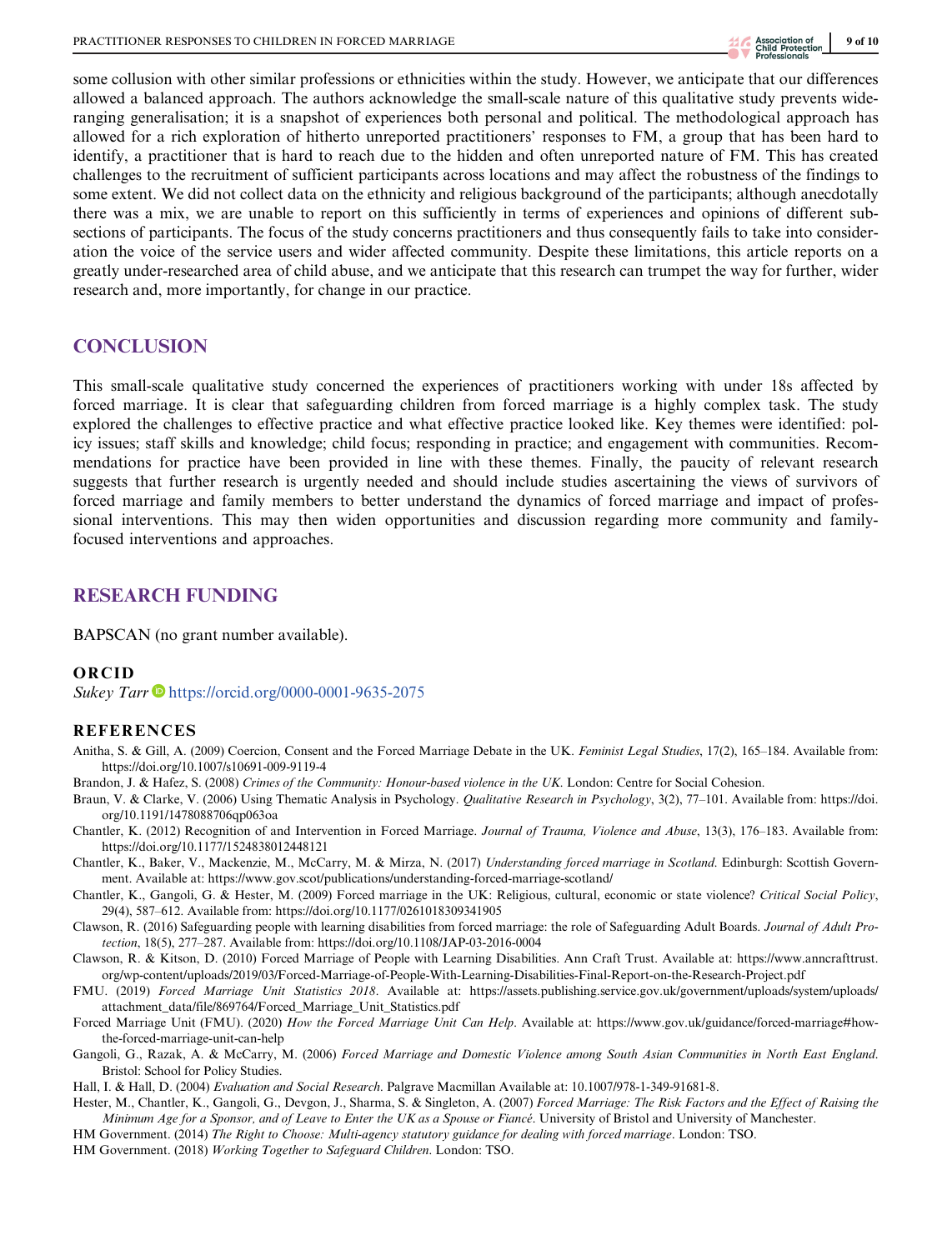some collusion with other similar professions or ethnicities within the study. However, we anticipate that our differences allowed a balanced approach. The authors acknowledge the small-scale nature of this qualitative study prevents wide-ranging generalisation; it is a snapshot of experiences both personal and political. The methodological approach has allowed for a rich exploration of hitherto unreported practitioners' responses to FM, a group that has been hard to identify, a practitioner that is hard to reach due to the hidden and often unreported nature of FM. This has created challenges to the recruitment of sufficient participants across locations and may affect the robustness of the findings to some extent. We did not collect data on the ethnicity and religious background of the participants; although anecdotally there was a mix, we are unable to report on this sufficiently in terms of experiences and opinions of different sub-sections of participants. The focus of the study concerns practitioners and thus consequently fails to take into consideration the voice of the service users and wider affected community. Despite these limitations, this article reports on a greatly under-researched area of child abuse, and we anticipate that this research can trumpet the way for further, wider research and, more importantly, for change in our practice.

## CONCLUSION

This small-scale qualitative study concerned the experiences of practitioners working with under 18s affected by forced marriage. It is clear that safeguarding children from forced marriage is a highly complex task. The study explored the challenges to effective practice and what effective practice looked like. Key themes were identified: policy issues; staff skills and knowledge; child focus; responding in practice; and engagement with communities. Recommendations for practice have been provided in line with these themes. Finally, the paucity of relevant research suggests that further research is urgently needed and should include studies ascertaining the views of survivors of forced marriage and family members to better understand the dynamics of forced marriage and impact of professional interventions. This may then widen opportunities and discussion regarding more community and family-focused interventions and approaches.

## RESEARCH FUNDING

BAPSCAN (no grant number available).

### ORCID

*Sukey Tarr* https://orcid.org/0000-0001-9635-2075

### REFERENCES

Anitha, S. & Gill, A. (2009) Coercion, Consent and the Forced Marriage Debate in the UK. *Feminist Legal Studies*, 17(2), 165–184. Available from: https://doi.org/10.1007/s10691-009-9119-4

Brandon, J. & Hafez, S. (2008) *Crimes of the Community: Honour-based violence in the UK*. London: Centre for Social Cohesion.

Braun, V. & Clarke, V. (2006) Using Thematic Analysis in Psychology. *Qualitative Research in Psychology*, 3(2), 77–101. Available from: https://doi.org/10.1191/1478088706qp063oa

Chantler, K. (2012) Recognition of and Intervention in Forced Marriage. *Journal of Trauma, Violence and Abuse*, 13(3), 176–183. Available from: https://doi.org/10.1177/1524838012448121

Chantler, K., Baker, V., Mackenzie, M., McCarry, M. & Mirza, N. (2017) *Understanding forced marriage in Scotland*. Edinburgh: Scottish Government. Available at: https://www.gov.scot/publications/understanding-forced-marriage-scotland/

Chantler, K., Gangoli, G. & Hester, M. (2009) Forced marriage in the UK: Religious, cultural, economic or state violence? *Critical Social Policy*, 29(4), 587–612. Available from: https://doi.org/10.1177/0261018309341905

Clawson, R. (2016) Safeguarding people with learning disabilities from forced marriage: the role of Safeguarding Adult Boards. *Journal of Adult Protection*, 18(5), 277–287. Available from: https://doi.org/10.1108/JAP-03-2016-0004

Clawson, R. & Kitson, D. (2010) Forced Marriage of People with Learning Disabilities. Ann Craft Trust. Available at: https://www.anncrafttrust.org/wp-content/uploads/2019/03/Forced-Marriage-of-People-With-Learning-Disabilities-Final-Report-on-the-Research-Project.pdf

FMU. (2019) *Forced Marriage Unit Statistics 2018*. Available at: https://assets.publishing.service.gov.uk/government/uploads/system/uploads/attachment_data/file/869764/Forced_Marriage_Unit_Statistics.pdf

Forced Marriage Unit (FMU). (2020) *How the Forced Marriage Unit Can Help*. Available at: https://www.gov.uk/guidance/forced-marriage#how-the-forced-marriage-unit-can-help

Gangoli, G., Razak, A. & McCarry, M. (2006) *Forced Marriage and Domestic Violence among South Asian Communities in North East England*. Bristol: School for Policy Studies.

Hall, I. & Hall, D. (2004) *Evaluation and Social Research*. Palgrave Macmillan Available at: 10.1007/978-1-349-91681-8.

Hester, M., Chantler, K., Gangoli, G., Devgon, J., Sharma, S. & Singleton, A. (2007) *Forced Marriage: The Risk Factors and the Effect of Raising the Minimum Age for a Sponsor, and of Leave to Enter the UK as a Spouse or Fiancé*. University of Bristol and University of Manchester.

HM Government. (2014) *The Right to Choose: Multi-agency statutory guidance for dealing with forced marriage*. London: TSO.

HM Government. (2018) *Working Together to Safeguard Children*. London: TSO.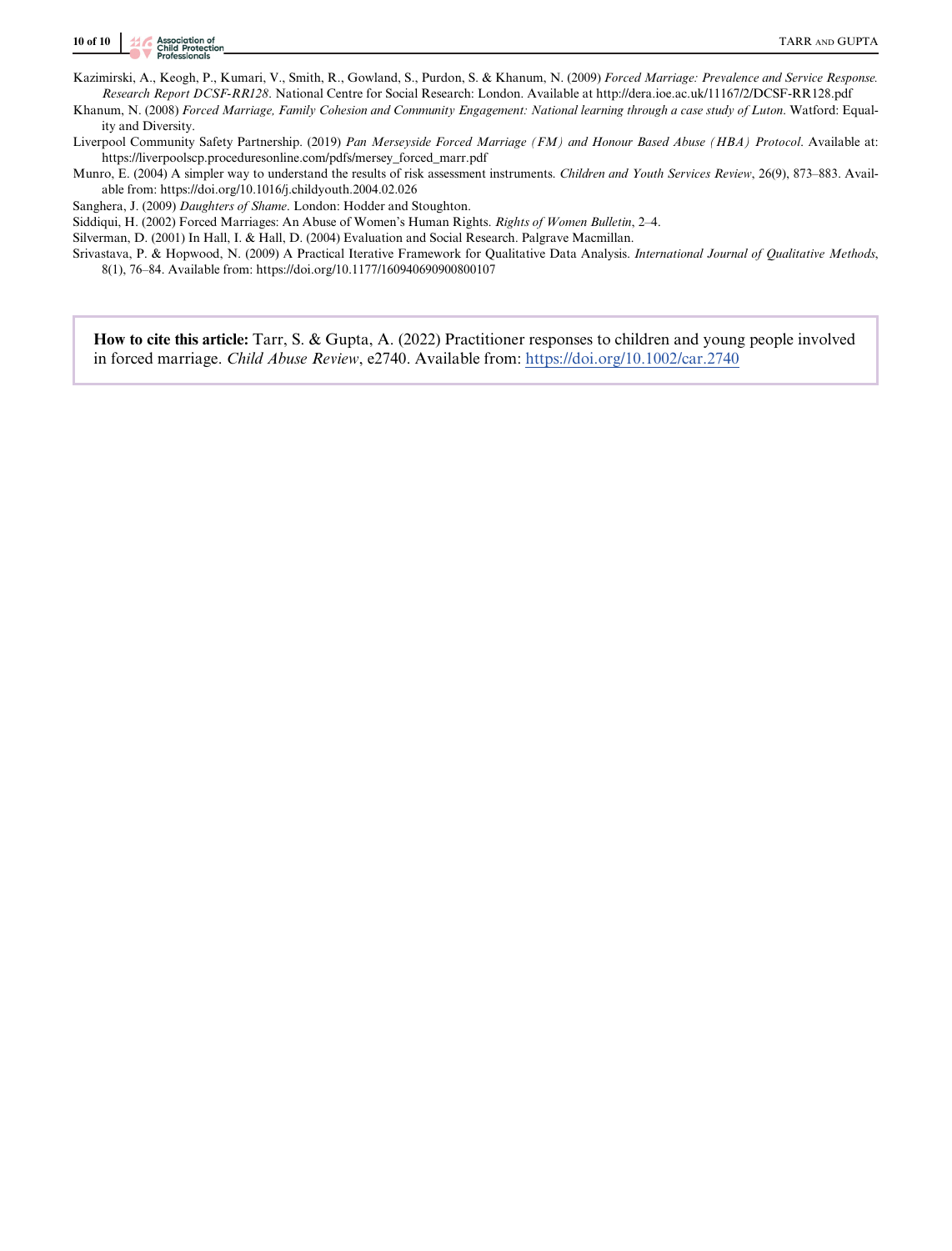Kazimirski, A., Keogh, P., Kumari, V., Smith, R., Gowland, S., Purdon, S. & Khanum, N. (2009) *Forced Marriage: Prevalence and Service Response. Research Report DCSF-RR128*. National Centre for Social Research: London. Available at http://dera.ioe.ac.uk/11167/2/DCSF-RR128.pdf

Khanum, N. (2008) *Forced Marriage, Family Cohesion and Community Engagement: National learning through a case study of Luton*. Watford: Equality and Diversity.

Liverpool Community Safety Partnership. (2019) *Pan Merseyside Forced Marriage (FM) and Honour Based Abuse (HBA) Protocol*. Available at: https://liverpoolscp.proceduresonline.com/pdfs/mersey_forced_marr.pdf

Munro, E. (2004) A simpler way to understand the results of risk assessment instruments. *Children and Youth Services Review*, 26(9), 873–883. Available from: https://doi.org/10.1016/j.childyouth.2004.02.026

Sanghera, J. (2009) *Daughters of Shame*. London: Hodder and Stoughton.

Siddiqui, H. (2002) Forced Marriages: An Abuse of Women's Human Rights. *Rights of Women Bulletin*, 2–4.

Silverman, D. (2001) In Hall, I. & Hall, D. (2004) Evaluation and Social Research. Palgrave Macmillan.

Srivastava, P. & Hopwood, N. (2009) A Practical Iterative Framework for Qualitative Data Analysis. *International Journal of Qualitative Methods*, 8(1), 76–84. Available from: https://doi.org/10.1177/160940690900800107

**How to cite this article:** Tarr, S. & Gupta, A. (2022) Practitioner responses to children and young people involved in forced marriage. *Child Abuse Review*, e2740. Available from: https://doi.org/10.1002/car.2740